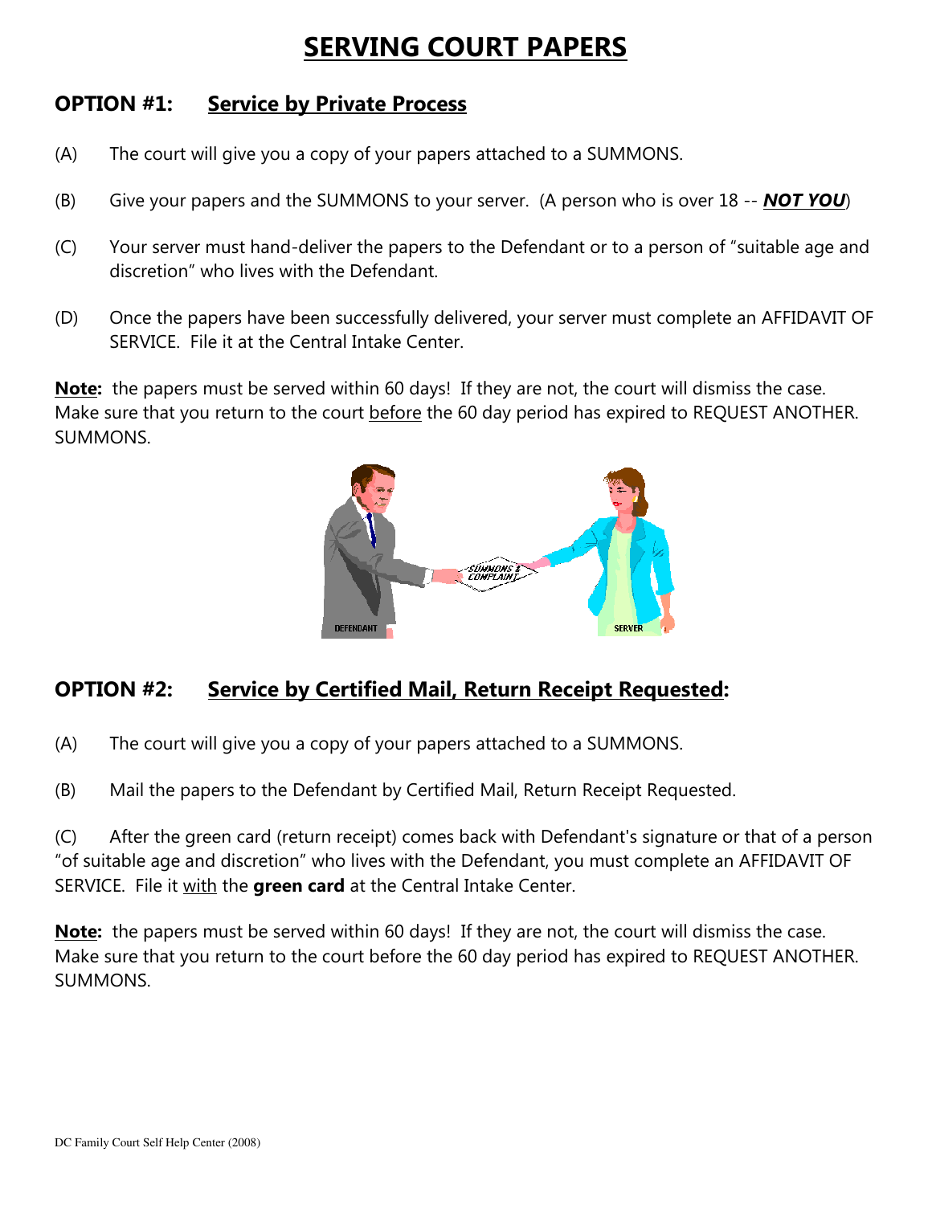# SERVING COURT PAPERS

## OPTION #1: Service by Private Process

(A) The court will give you a copy of your papers attached to a SUMMONS.

(B) Give your papers and the SUMMONS to your server. (A person who is over 18 -- ***NOT YOU***)

(C) Your server must hand-deliver the papers to the Defendant or to a person of "suitable age and discretion" who lives with the Defendant.

(D) Once the papers have been successfully delivered, your server must complete an AFFIDAVIT OF SERVICE. File it at the Central Intake Center.

**Note:** the papers must be served within 60 days! If they are not, the court will dismiss the case. Make sure that you return to the court before the 60 day period has expired to REQUEST ANOTHER. SUMMONS.

## OPTION #2: Service by Certified Mail, Return Receipt Requested:

(A) The court will give you a copy of your papers attached to a SUMMONS.

(B) Mail the papers to the Defendant by Certified Mail, Return Receipt Requested.

(C) After the green card (return receipt) comes back with Defendant's signature or that of a person "of suitable age and discretion" who lives with the Defendant, you must complete an AFFIDAVIT OF SERVICE. File it with the **green card** at the Central Intake Center.

**Note:** the papers must be served within 60 days! If they are not, the court will dismiss the case. Make sure that you return to the court before the 60 day period has expired to REQUEST ANOTHER. SUMMONS.

DC Family Court Self Help Center (2008)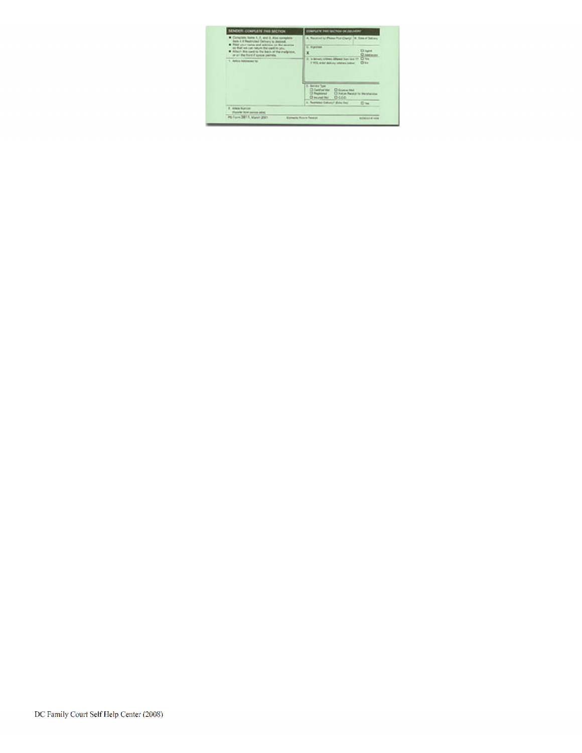**SENDER: COMPLETE THIS SECTION**

- Complete items 1, 2, and 3. Also complete item 4 if Restricted Delivery is desired.
- Print your name and address on the reverse so that we can return the card to you.
- Attach this card to the back of the mailpiece, or on the front if space permits.

1. Article Addressed to:

**COMPLETE THIS SECTION ON DELIVERY**

A. Received by (Please Print Clearly) | B. Date of Delivery

C. Signature

X ☐ Agent ☐ Addressee

D. Is delivery address different from item 1? ☐ Yes

If YES, enter delivery address below: ☐ No

3. Service Type

☐ Certified Mail ☐ Express Mail

☐ Registered ☐ Return Receipt for Merchandise

☐ Insured Mail ☐ C.O.D.

4. Restricted Delivery? (Extra Fee) ☐ Yes

2. Article Number

(Transfer from service label)

PS Form 3811, March 2001 Domestic Return Receipt